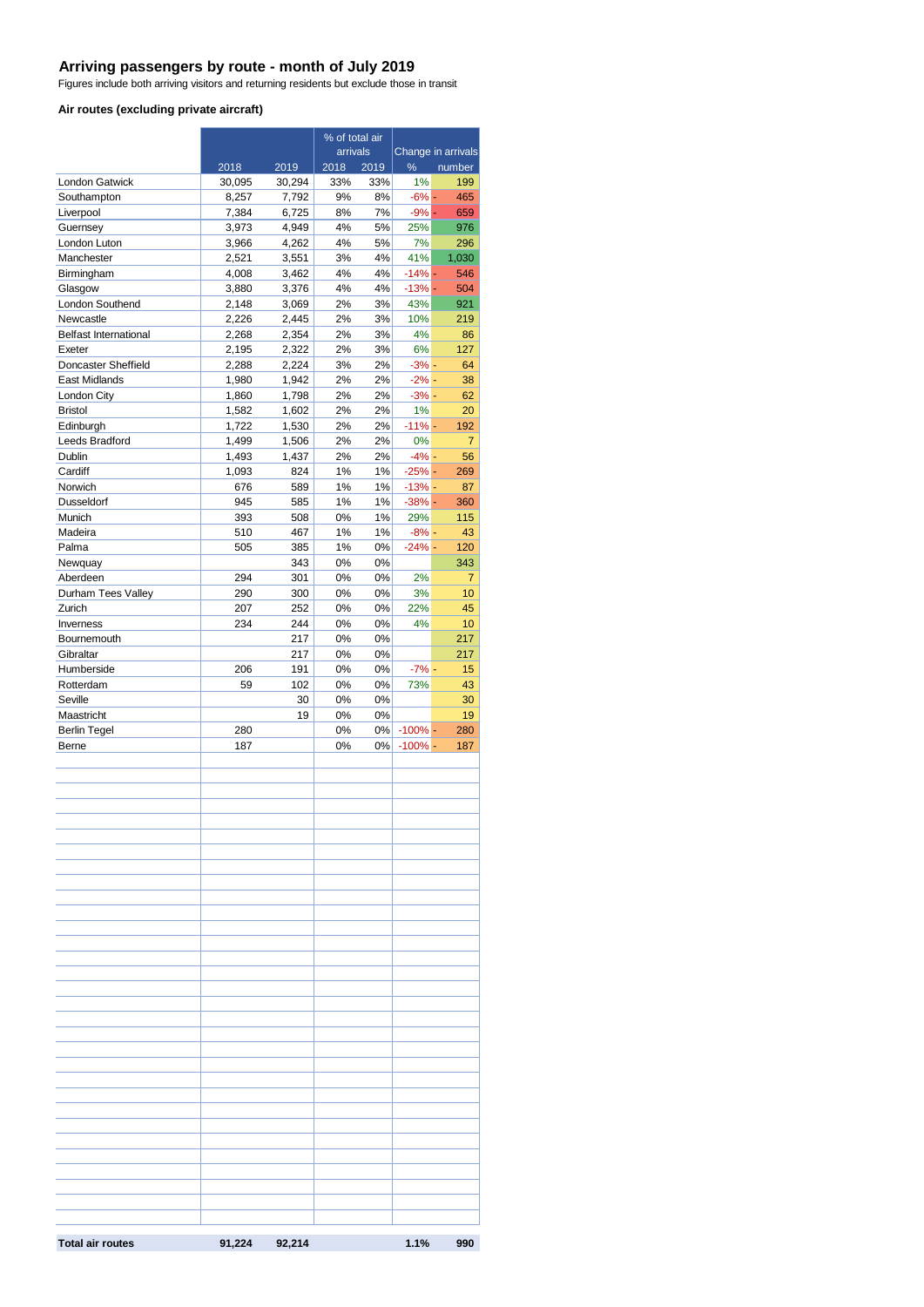# Arriving passengers by route - month of July 2019

Figures include both arriving visitors and returning residents but exclude those in transit

### Air routes (excluding private aircraft)

| | | | % of total air arrivals | | Change in arrivals | |
|---|---|---|---|---|---|---|
| | 2018 | 2019 | 2018 | 2019 | % | number |
| London Gatwick | 30,095 | 30,294 | 33% | 33% | 1% | 199 |
| Southampton | 8,257 | 7,792 | 9% | 8% | -6% | -465 |
| Liverpool | 7,384 | 6,725 | 8% | 7% | -9% | -659 |
| Guernsey | 3,973 | 4,949 | 4% | 5% | 25% | 976 |
| London Luton | 3,966 | 4,262 | 4% | 5% | 7% | 296 |
| Manchester | 2,521 | 3,551 | 3% | 4% | 41% | 1,030 |
| Birmingham | 4,008 | 3,462 | 4% | 4% | -14% | -546 |
| Glasgow | 3,880 | 3,376 | 4% | 4% | -13% | -504 |
| London Southend | 2,148 | 3,069 | 2% | 3% | 43% | 921 |
| Newcastle | 2,226 | 2,445 | 2% | 3% | 10% | 219 |
| Belfast International | 2,268 | 2,354 | 2% | 3% | 4% | 86 |
| Exeter | 2,195 | 2,322 | 2% | 3% | 6% | 127 |
| Doncaster Sheffield | 2,288 | 2,224 | 3% | 2% | -3% | -64 |
| East Midlands | 1,980 | 1,942 | 2% | 2% | -2% | -38 |
| London City | 1,860 | 1,798 | 2% | 2% | -3% | -62 |
| Bristol | 1,582 | 1,602 | 2% | 2% | 1% | 20 |
| Edinburgh | 1,722 | 1,530 | 2% | 2% | -11% | -192 |
| Leeds Bradford | 1,499 | 1,506 | 2% | 2% | 0% | 7 |
| Dublin | 1,493 | 1,437 | 2% | 2% | -4% | -56 |
| Cardiff | 1,093 | 824 | 1% | 1% | -25% | -269 |
| Norwich | 676 | 589 | 1% | 1% | -13% | -87 |
| Dusseldorf | 945 | 585 | 1% | 1% | -38% | -360 |
| Munich | 393 | 508 | 0% | 1% | 29% | 115 |
| Madeira | 510 | 467 | 1% | 1% | -8% | -43 |
| Palma | 505 | 385 | 1% | 0% | -24% | -120 |
| Newquay | | 343 | 0% | 0% | | 343 |
| Aberdeen | 294 | 301 | 0% | 0% | 2% | 7 |
| Durham Tees Valley | 290 | 300 | 0% | 0% | 3% | 10 |
| Zurich | 207 | 252 | 0% | 0% | 22% | 45 |
| Inverness | 234 | 244 | 0% | 0% | 4% | 10 |
| Bournemouth | | 217 | 0% | 0% | | 217 |
| Gibraltar | | 217 | 0% | 0% | | 217 |
| Humberside | 206 | 191 | 0% | 0% | -7% | -15 |
| Rotterdam | 59 | 102 | 0% | 0% | 73% | 43 |
| Seville | | 30 | 0% | 0% | | 30 |
| Maastricht | | 19 | 0% | 0% | | 19 |
| Berlin Tegel | 280 | | 0% | 0% | -100% | -280 |
| Berne | 187 | | 0% | 0% | -100% | -187 |
| **Total air routes** | **91,224** | **92,214** | | | **1.1%** | **990** |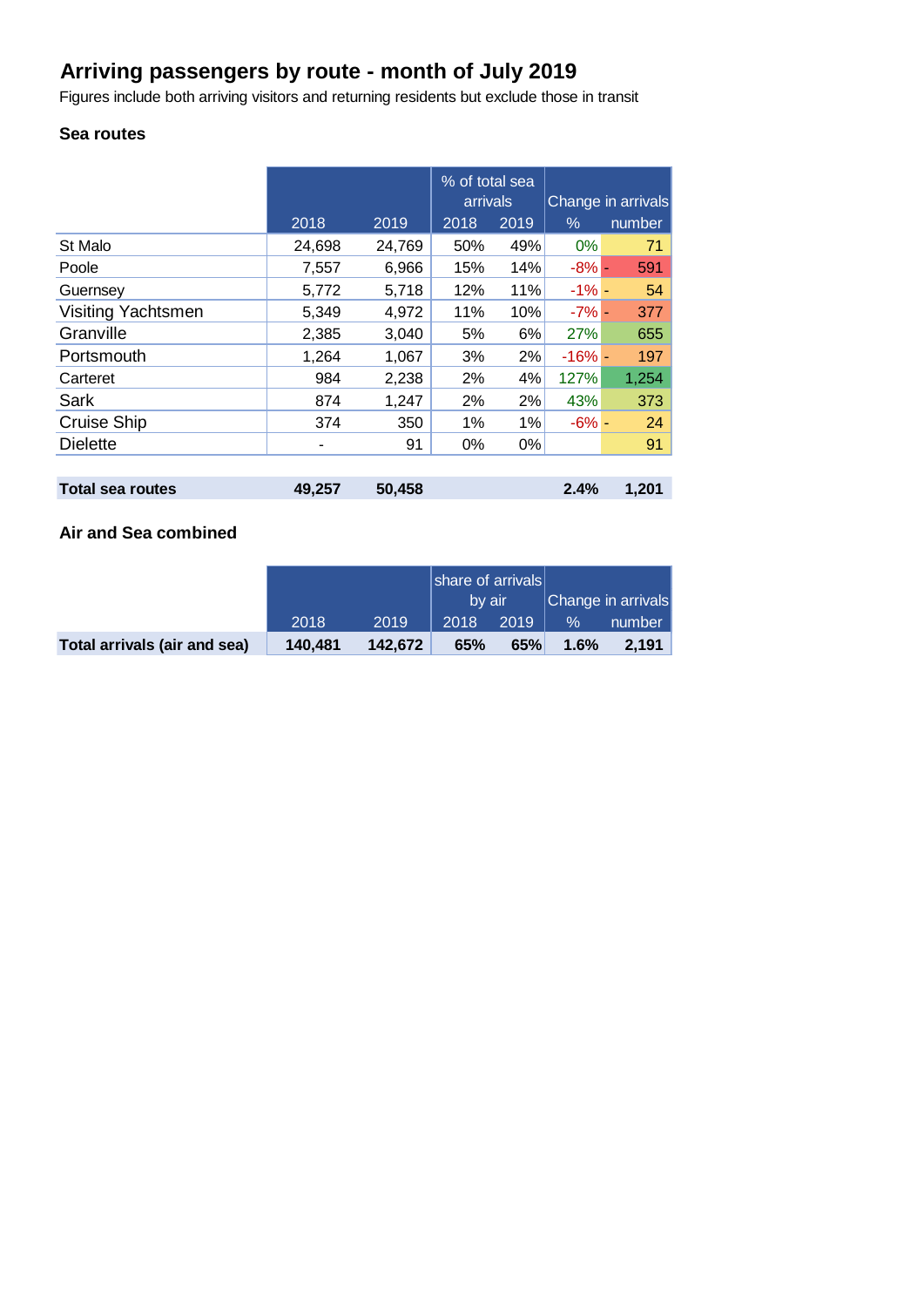## Arriving passengers by route - month of July 2019

Figures include both arriving visitors and returning residents but exclude those in transit

### Sea routes

| | | | % of total sea arrivals | | Change in arrivals | |
|---|---|---|---|---|---|---|
| | 2018 | 2019 | 2018 | 2019 | % | number |
| St Malo | 24,698 | 24,769 | 50% | 49% | 0% | 71 |
| Poole | 7,557 | 6,966 | 15% | 14% | -8% | - 591 |
| Guernsey | 5,772 | 5,718 | 12% | 11% | -1% | - 54 |
| Visiting Yachtsmen | 5,349 | 4,972 | 11% | 10% | -7% | - 377 |
| Granville | 2,385 | 3,040 | 5% | 6% | 27% | 655 |
| Portsmouth | 1,264 | 1,067 | 3% | 2% | -16% | - 197 |
| Carteret | 984 | 2,238 | 2% | 4% | 127% | 1,254 |
| Sark | 874 | 1,247 | 2% | 2% | 43% | 373 |
| Cruise Ship | 374 | 350 | 1% | 1% | -6% | - 24 |
| Dielette | - | 91 | 0% | 0% | | 91 |
| | | | | | | |
| **Total sea routes** | **49,257** | **50,458** | | | **2.4%** | **1,201** |

### Air and Sea combined

| | | | share of arrivals by air | | Change in arrivals | |
|---|---|---|---|---|---|---|
| | 2018 | 2019 | 2018 | 2019 | % | number |
| **Total arrivals (air and sea)** | **140,481** | **142,672** | **65%** | **65%** | **1.6%** | **2,191** |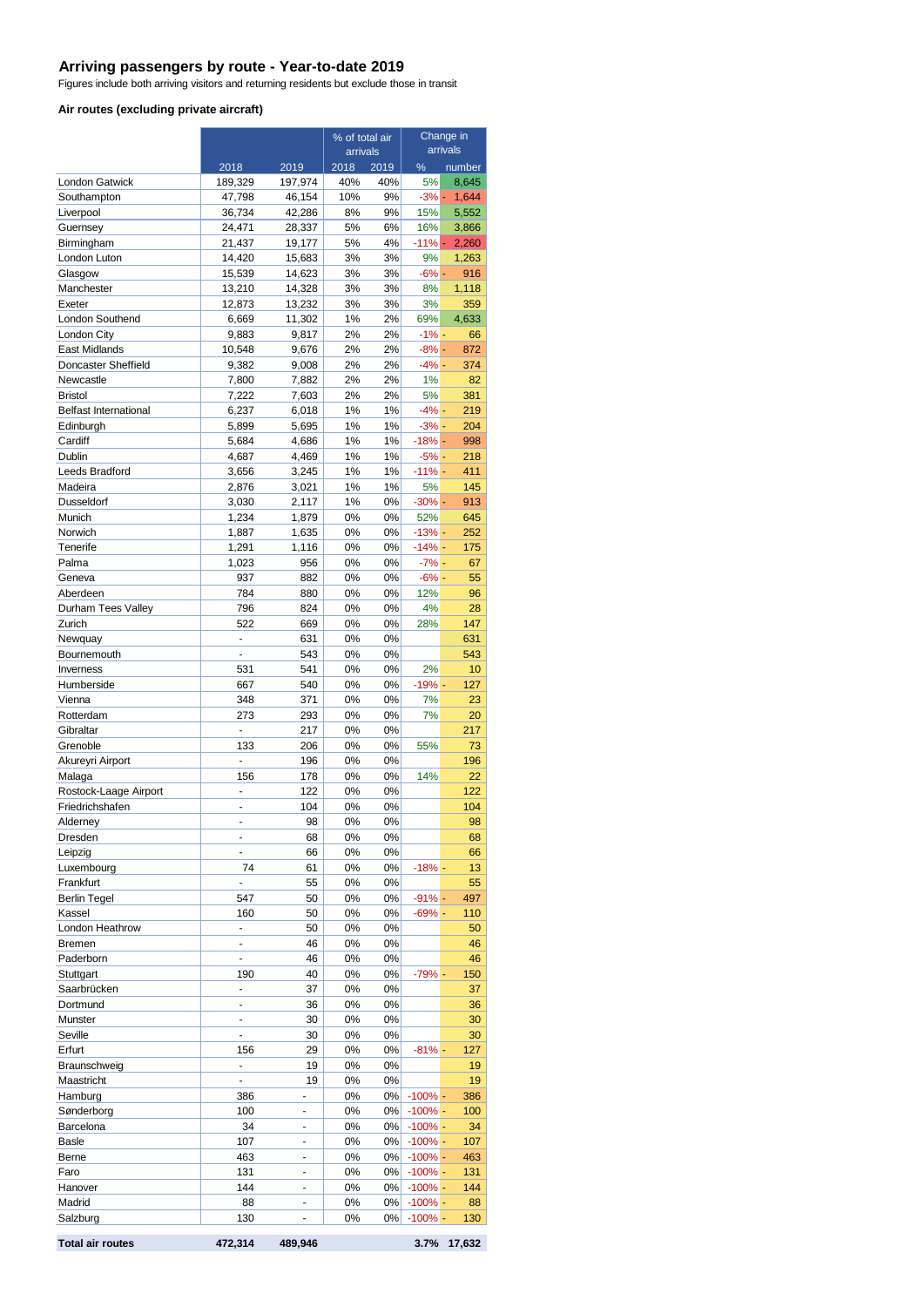# Arriving passengers by route - Year-to-date 2019

Figures include both arriving visitors and returning residents but exclude those in transit

### Air routes (excluding private aircraft)

| | | | % of total air arrivals | | Change in arrivals | |
|---|---|---|---|---|---|---|
| | 2018 | 2019 | 2018 | 2019 | % | number |
| London Gatwick | 189,329 | 197,974 | 40% | 40% | 5% | 8,645 |
| Southampton | 47,798 | 46,154 | 10% | 9% | -3% | - 1,644 |
| Liverpool | 36,734 | 42,286 | 8% | 9% | 15% | 5,552 |
| Guernsey | 24,471 | 28,337 | 5% | 6% | 16% | 3,866 |
| Birmingham | 21,437 | 19,177 | 5% | 4% | -11% | - 2,260 |
| London Luton | 14,420 | 15,683 | 3% | 3% | 9% | 1,263 |
| Glasgow | 15,539 | 14,623 | 3% | 3% | -6% | - 916 |
| Manchester | 13,210 | 14,328 | 3% | 3% | 8% | 1,118 |
| Exeter | 12,873 | 13,232 | 3% | 3% | 3% | 359 |
| London Southend | 6,669 | 11,302 | 1% | 2% | 69% | 4,633 |
| London City | 9,883 | 9,817 | 2% | 2% | -1% | - 66 |
| East Midlands | 10,548 | 9,676 | 2% | 2% | -8% | - 872 |
| Doncaster Sheffield | 9,382 | 9,008 | 2% | 2% | -4% | - 374 |
| Newcastle | 7,800 | 7,882 | 2% | 2% | 1% | 82 |
| Bristol | 7,222 | 7,603 | 2% | 2% | 5% | 381 |
| Belfast International | 6,237 | 6,018 | 1% | 1% | -4% | - 219 |
| Edinburgh | 5,899 | 5,695 | 1% | 1% | -3% | - 204 |
| Cardiff | 5,684 | 4,686 | 1% | 1% | -18% | - 998 |
| Dublin | 4,687 | 4,469 | 1% | 1% | -5% | - 218 |
| Leeds Bradford | 3,656 | 3,245 | 1% | 1% | -11% | - 411 |
| Madeira | 2,876 | 3,021 | 1% | 1% | 5% | 145 |
| Dusseldorf | 3,030 | 2,117 | 1% | 0% | -30% | - 913 |
| Munich | 1,234 | 1,879 | 0% | 0% | 52% | 645 |
| Norwich | 1,887 | 1,635 | 0% | 0% | -13% | - 252 |
| Tenerife | 1,291 | 1,116 | 0% | 0% | -14% | - 175 |
| Palma | 1,023 | 956 | 0% | 0% | -7% | - 67 |
| Geneva | 937 | 882 | 0% | 0% | -6% | - 55 |
| Aberdeen | 784 | 880 | 0% | 0% | 12% | 96 |
| Durham Tees Valley | 796 | 824 | 0% | 0% | 4% | 28 |
| Zurich | 522 | 669 | 0% | 0% | 28% | 147 |
| Newquay | - | 631 | 0% | 0% | | 631 |
| Bournemouth | - | 543 | 0% | 0% | | 543 |
| Inverness | 531 | 541 | 0% | 0% | 2% | 10 |
| Humberside | 667 | 540 | 0% | 0% | -19% | - 127 |
| Vienna | 348 | 371 | 0% | 0% | 7% | 23 |
| Rotterdam | 273 | 293 | 0% | 0% | 7% | 20 |
| Gibraltar | - | 217 | 0% | 0% | | 217 |
| Grenoble | 133 | 206 | 0% | 0% | 55% | 73 |
| Akureyri Airport | - | 196 | 0% | 0% | | 196 |
| Malaga | 156 | 178 | 0% | 0% | 14% | 22 |
| Rostock-Laage Airport | - | 122 | 0% | 0% | | 122 |
| Friedrichshafen | - | 104 | 0% | 0% | | 104 |
| Alderney | - | 98 | 0% | 0% | | 98 |
| Dresden | - | 68 | 0% | 0% | | 68 |
| Leipzig | - | 66 | 0% | 0% | | 66 |
| Luxembourg | 74 | 61 | 0% | 0% | -18% | - 13 |
| Frankfurt | - | 55 | 0% | 0% | | 55 |
| Berlin Tegel | 547 | 50 | 0% | 0% | -91% | - 497 |
| Kassel | 160 | 50 | 0% | 0% | -69% | - 110 |
| London Heathrow | - | 50 | 0% | 0% | | 50 |
| Bremen | - | 46 | 0% | 0% | | 46 |
| Paderborn | - | 46 | 0% | 0% | | 46 |
| Stuttgart | 190 | 40 | 0% | 0% | -79% | - 150 |
| Saarbrücken | - | 37 | 0% | 0% | | 37 |
| Dortmund | - | 36 | 0% | 0% | | 36 |
| Munster | - | 30 | 0% | 0% | | 30 |
| Seville | - | 30 | 0% | 0% | | 30 |
| Erfurt | 156 | 29 | 0% | 0% | -81% | - 127 |
| Braunschweig | - | 19 | 0% | 0% | | 19 |
| Maastricht | - | 19 | 0% | 0% | | 19 |
| Hamburg | 386 | - | 0% | 0% | -100% | - 386 |
| Sønderborg | 100 | - | 0% | 0% | -100% | - 100 |
| Barcelona | 34 | - | 0% | 0% | -100% | - 34 |
| Basle | 107 | - | 0% | 0% | -100% | - 107 |
| Berne | 463 | - | 0% | 0% | -100% | - 463 |
| Faro | 131 | - | 0% | 0% | -100% | - 131 |
| Hanover | 144 | - | 0% | 0% | -100% | - 144 |
| Madrid | 88 | - | 0% | 0% | -100% | - 88 |
| Salzburg | 130 | - | 0% | 0% | -100% | - 130 |
| **Total air routes** | **472,314** | **489,946** | | | **3.7%** | **17,632** |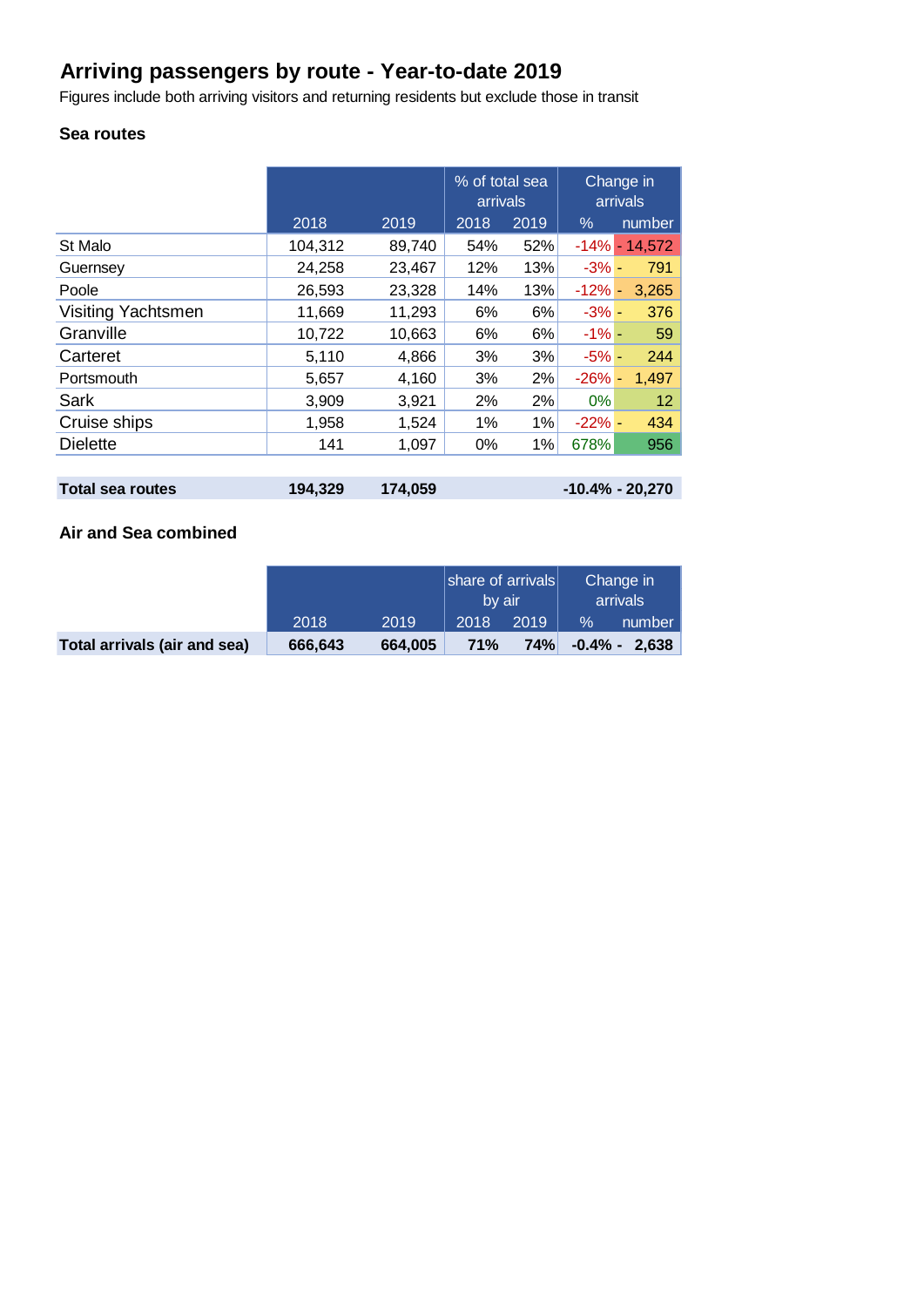# Arriving passengers by route - Year-to-date 2019

Figures include both arriving visitors and returning residents but exclude those in transit

## Sea routes

| | | | % of total sea arrivals | | Change in arrivals | |
|---|---|---|---|---|---|---|
| | 2018 | 2019 | 2018 | 2019 | % | number |
| St Malo | 104,312 | 89,740 | 54% | 52% | -14% | - 14,572 |
| Guernsey | 24,258 | 23,467 | 12% | 13% | -3% | - 791 |
| Poole | 26,593 | 23,328 | 14% | 13% | -12% | - 3,265 |
| Visiting Yachtsmen | 11,669 | 11,293 | 6% | 6% | -3% | - 376 |
| Granville | 10,722 | 10,663 | 6% | 6% | -1% | - 59 |
| Carteret | 5,110 | 4,866 | 3% | 3% | -5% | - 244 |
| Portsmouth | 5,657 | 4,160 | 3% | 2% | -26% | - 1,497 |
| Sark | 3,909 | 3,921 | 2% | 2% | 0% | 12 |
| Cruise ships | 1,958 | 1,524 | 1% | 1% | -22% | - 434 |
| Dielette | 141 | 1,097 | 0% | 1% | 678% | 956 |
| | | | | | | |
| **Total sea routes** | **194,329** | **174,059** | | | **-10.4%** | **- 20,270** |

## Air and Sea combined

| | | | share of arrivals by air | | Change in arrivals | |
|---|---|---|---|---|---|---|
| | 2018 | 2019 | 2018 | 2019 | % | number |
| **Total arrivals (air and sea)** | **666,643** | **664,005** | **71%** | **74%** | **-0.4%** | **- 2,638** |